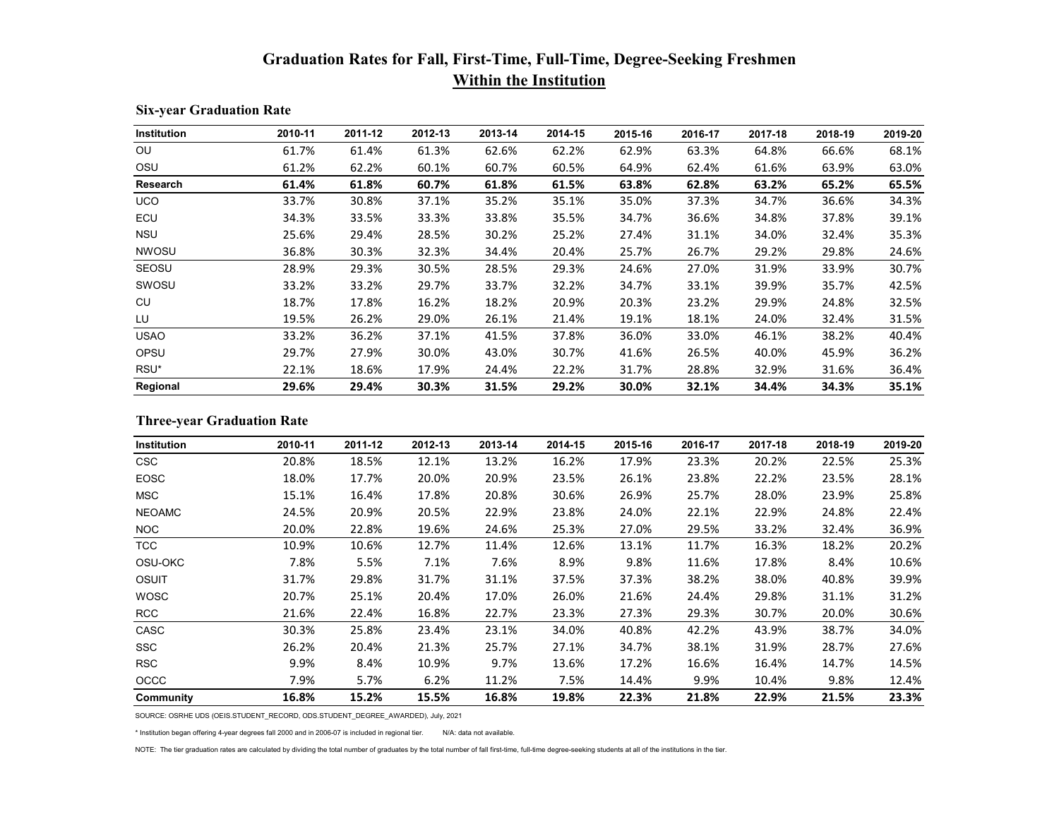# Graduation Rates for Fall, First-Time, Full-Time, Degree-Seeking Freshmen
## Within the Institution

### Six-year Graduation Rate

| Institution | 2010-11 | 2011-12 | 2012-13 | 2013-14 | 2014-15 | 2015-16 | 2016-17 | 2017-18 | 2018-19 | 2019-20 |
|---|---|---|---|---|---|---|---|---|---|---|
| OU | 61.7% | 61.4% | 61.3% | 62.6% | 62.2% | 62.9% | 63.3% | 64.8% | 66.6% | 68.1% |
| OSU | 61.2% | 62.2% | 60.1% | 60.7% | 60.5% | 64.9% | 62.4% | 61.6% | 63.9% | 63.0% |
| **Research** | **61.4%** | **61.8%** | **60.7%** | **61.8%** | **61.5%** | **63.8%** | **62.8%** | **63.2%** | **65.2%** | **65.5%** |
| UCO | 33.7% | 30.8% | 37.1% | 35.2% | 35.1% | 35.0% | 37.3% | 34.7% | 36.6% | 34.3% |
| ECU | 34.3% | 33.5% | 33.3% | 33.8% | 35.5% | 34.7% | 36.6% | 34.8% | 37.8% | 39.1% |
| NSU | 25.6% | 29.4% | 28.5% | 30.2% | 25.2% | 27.4% | 31.1% | 34.0% | 32.4% | 35.3% |
| NWOSU | 36.8% | 30.3% | 32.3% | 34.4% | 20.4% | 25.7% | 26.7% | 29.2% | 29.8% | 24.6% |
| SEOSU | 28.9% | 29.3% | 30.5% | 28.5% | 29.3% | 24.6% | 27.0% | 31.9% | 33.9% | 30.7% |
| SWOSU | 33.2% | 33.2% | 29.7% | 33.7% | 32.2% | 34.7% | 33.1% | 39.9% | 35.7% | 42.5% |
| CU | 18.7% | 17.8% | 16.2% | 18.2% | 20.9% | 20.3% | 23.2% | 29.9% | 24.8% | 32.5% |
| LU | 19.5% | 26.2% | 29.0% | 26.1% | 21.4% | 19.1% | 18.1% | 24.0% | 32.4% | 31.5% |
| USAO | 33.2% | 36.2% | 37.1% | 41.5% | 37.8% | 36.0% | 33.0% | 46.1% | 38.2% | 40.4% |
| OPSU | 29.7% | 27.9% | 30.0% | 43.0% | 30.7% | 41.6% | 26.5% | 40.0% | 45.9% | 36.2% |
| RSU* | 22.1% | 18.6% | 17.9% | 24.4% | 22.2% | 31.7% | 28.8% | 32.9% | 31.6% | 36.4% |
| **Regional** | **29.6%** | **29.4%** | **30.3%** | **31.5%** | **29.2%** | **30.0%** | **32.1%** | **34.4%** | **34.3%** | **35.1%** |

### Three-year Graduation Rate

| Institution | 2010-11 | 2011-12 | 2012-13 | 2013-14 | 2014-15 | 2015-16 | 2016-17 | 2017-18 | 2018-19 | 2019-20 |
|---|---|---|---|---|---|---|---|---|---|---|
| CSC | 20.8% | 18.5% | 12.1% | 13.2% | 16.2% | 17.9% | 23.3% | 20.2% | 22.5% | 25.3% |
| EOSC | 18.0% | 17.7% | 20.0% | 20.9% | 23.5% | 26.1% | 23.8% | 22.2% | 23.5% | 28.1% |
| MSC | 15.1% | 16.4% | 17.8% | 20.8% | 30.6% | 26.9% | 25.7% | 28.0% | 23.9% | 25.8% |
| NEOAMC | 24.5% | 20.9% | 20.5% | 22.9% | 23.8% | 24.0% | 22.1% | 22.9% | 24.8% | 22.4% |
| NOC | 20.0% | 22.8% | 19.6% | 24.6% | 25.3% | 27.0% | 29.5% | 33.2% | 32.4% | 36.9% |
| TCC | 10.9% | 10.6% | 12.7% | 11.4% | 12.6% | 13.1% | 11.7% | 16.3% | 18.2% | 20.2% |
| OSU-OKC | 7.8% | 5.5% | 7.1% | 7.6% | 8.9% | 9.8% | 11.6% | 17.8% | 8.4% | 10.6% |
| OSUIT | 31.7% | 29.8% | 31.7% | 31.1% | 37.5% | 37.3% | 38.2% | 38.0% | 40.8% | 39.9% |
| WOSC | 20.7% | 25.1% | 20.4% | 17.0% | 26.0% | 21.6% | 24.4% | 29.8% | 31.1% | 31.2% |
| RCC | 21.6% | 22.4% | 16.8% | 22.7% | 23.3% | 27.3% | 29.3% | 30.7% | 20.0% | 30.6% |
| CASC | 30.3% | 25.8% | 23.4% | 23.1% | 34.0% | 40.8% | 42.2% | 43.9% | 38.7% | 34.0% |
| SSC | 26.2% | 20.4% | 21.3% | 25.7% | 27.1% | 34.7% | 38.1% | 31.9% | 28.7% | 27.6% |
| RSC | 9.9% | 8.4% | 10.9% | 9.7% | 13.6% | 17.2% | 16.6% | 16.4% | 14.7% | 14.5% |
| OCCC | 7.9% | 5.7% | 6.2% | 11.2% | 7.5% | 14.4% | 9.9% | 10.4% | 9.8% | 12.4% |
| **Community** | **16.8%** | **15.2%** | **15.5%** | **16.8%** | **19.8%** | **22.3%** | **21.8%** | **22.9%** | **21.5%** | **23.3%** |

SOURCE: OSRHE UDS (OEIS.STUDENT_RECORD, ODS.STUDENT_DEGREE_AWARDED), July, 2021

* Institution began offering 4-year degrees fall 2000 and in 2006-07 is included in regional tier. N/A: data not available.

NOTE: The tier graduation rates are calculated by dividing the total number of graduates by the total number of fall first-time, full-time degree-seeking students at all of the institutions in the tier.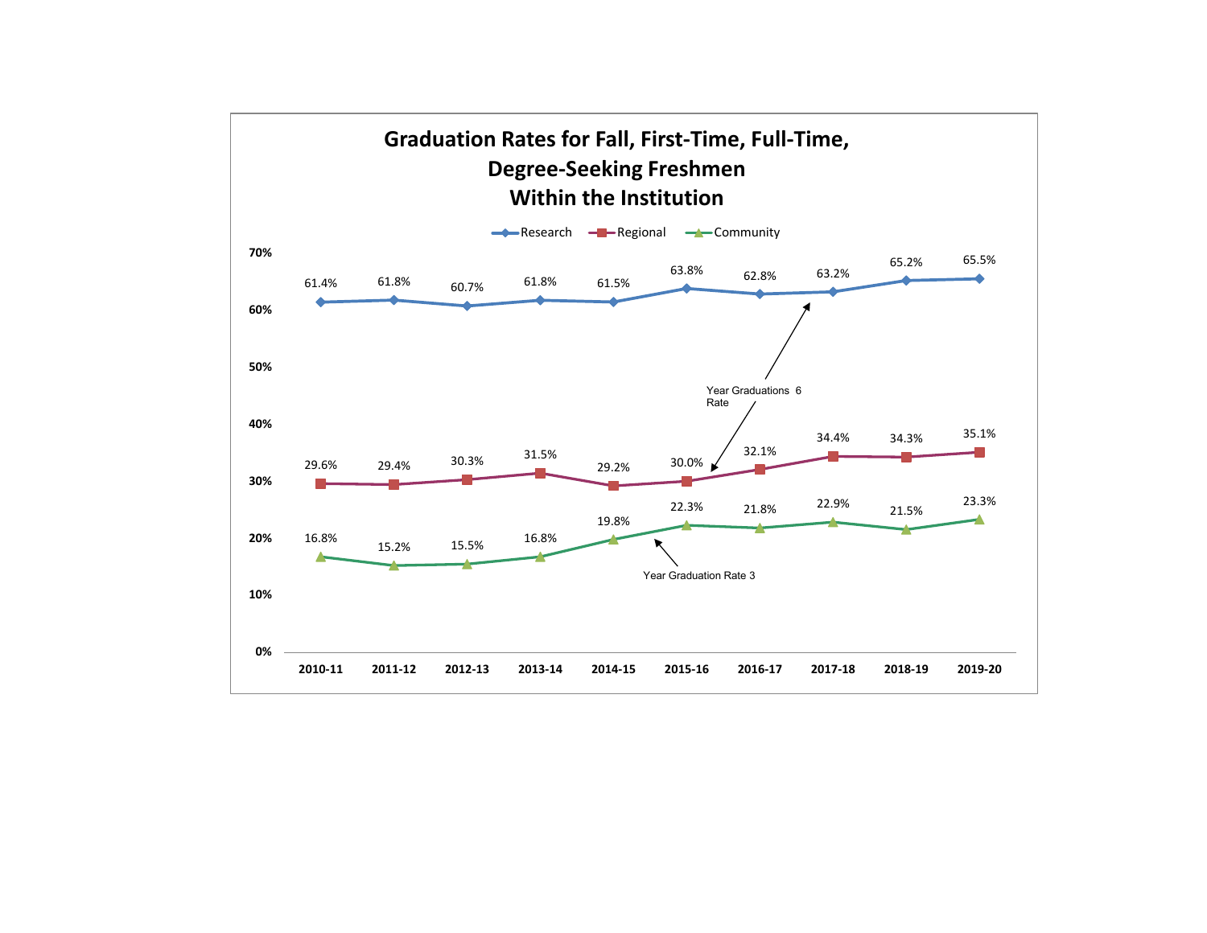# Graduation Rates for Fall, First-Time, Full-Time, Degree-Seeking Freshmen Within the Institution

Research
Regional
Community

70%
60%
50%
40%
30%
20%
10%
0%

2010-11
2011-12
2012-13
2013-14
2014-15
2015-16
2016-17
2017-18
2018-19
2019-20

61.4%
61.8%
60.7%
61.8%
61.5%
63.8%
62.8%
63.2%
65.2%
65.5%

29.6%
29.4%
30.3%
31.5%
29.2%
30.0%
32.1%
34.4%
34.3%
35.1%

16.8%
15.2%
15.5%
16.8%
19.8%
22.3%
21.8%
22.9%
21.5%
23.3%

Year Graduations 6 Rate

Year Graduation Rate 3